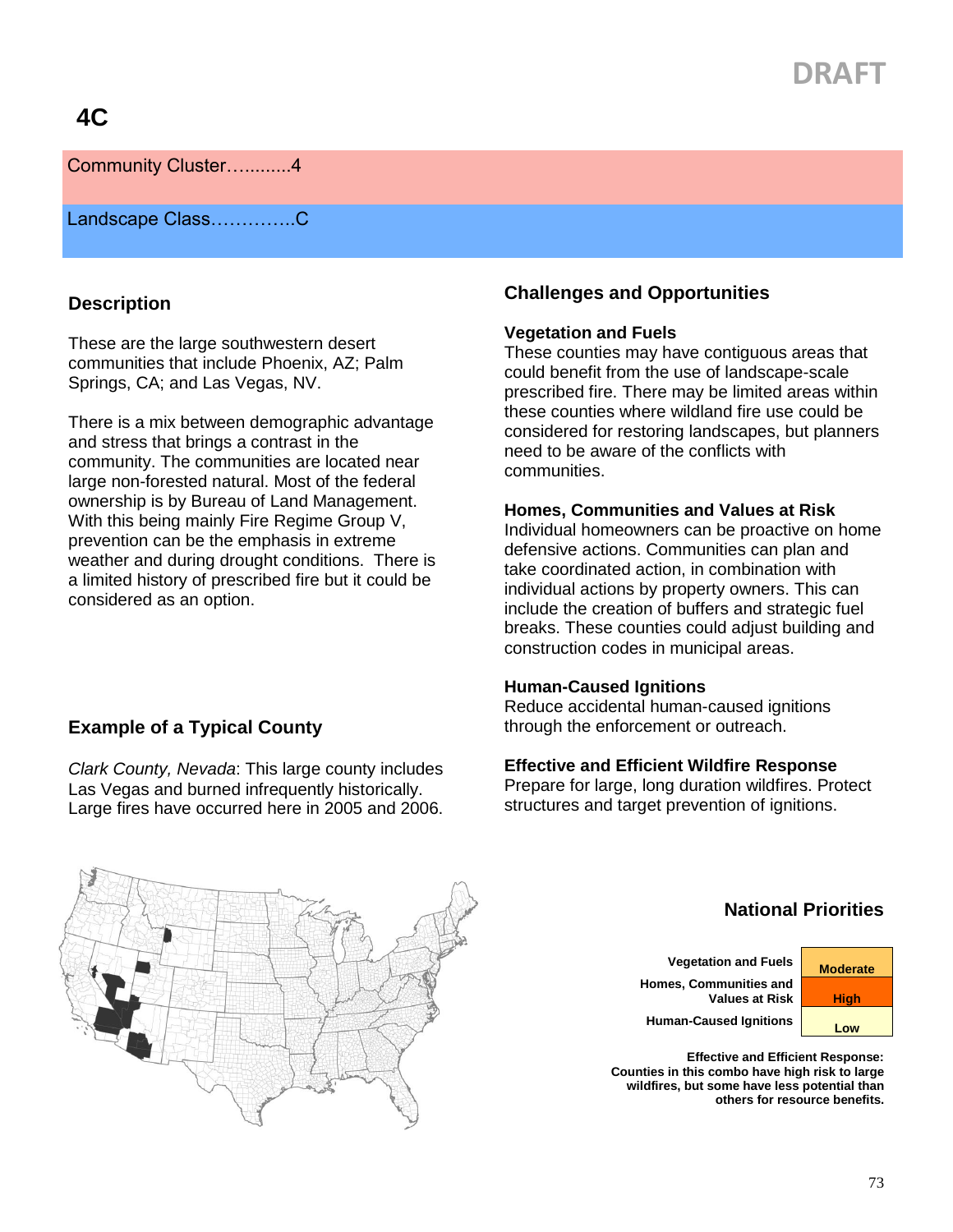DRAFT

# 4C

Community Cluster…..........4

Landscape Class…………..C

## Description

These are the large southwestern desert communities that include Phoenix, AZ; Palm Springs, CA; and Las Vegas, NV.

There is a mix between demographic advantage and stress that brings a contrast in the community. The communities are located near large non-forested natural. Most of the federal ownership is by Bureau of Land Management. With this being mainly Fire Regime Group V, prevention can be the emphasis in extreme weather and during drought conditions. There is a limited history of prescribed fire but it could be considered as an option.

## Example of a Typical County

*Clark County, Nevada*: This large county includes Las Vegas and burned infrequently historically. Large fires have occurred here in 2005 and 2006.

## Challenges and Opportunities

### Vegetation and Fuels

These counties may have contiguous areas that could benefit from the use of landscape-scale prescribed fire. There may be limited areas within these counties where wildland fire use could be considered for restoring landscapes, but planners need to be aware of the conflicts with communities.

### Homes, Communities and Values at Risk

Individual homeowners can be proactive on home defensive actions. Communities can plan and take coordinated action, in combination with individual actions by property owners. This can include the creation of buffers and strategic fuel breaks. These counties could adjust building and construction codes in municipal areas.

### Human-Caused Ignitions

Reduce accidental human-caused ignitions through the enforcement or outreach.

### Effective and Efficient Wildfire Response

Prepare for large, long duration wildfires. Protect structures and target prevention of ignitions.

## National Priorities

| | |
|---|---|
| Vegetation and Fuels | Moderate |
| Homes, Communities and Values at Risk | High |
| Human-Caused Ignitions | Low |

**Effective and Efficient Response: Counties in this combo have high risk to large wildfires, but some have less potential than others for resource benefits.**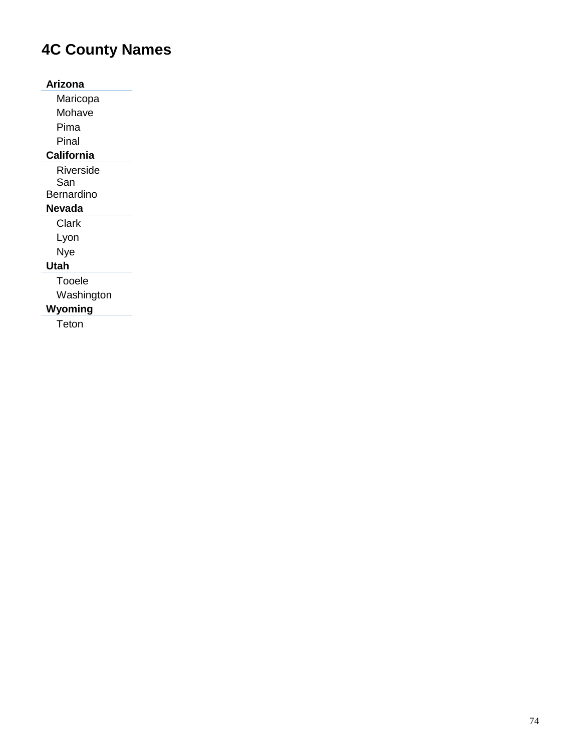# 4C County Names

**Arizona**
- Maricopa
- Mohave
- Pima
- Pinal

**California**
- Riverside
- San Bernardino

**Nevada**
- Clark
- Lyon
- Nye

**Utah**
- Tooele
- Washington

**Wyoming**
- Teton